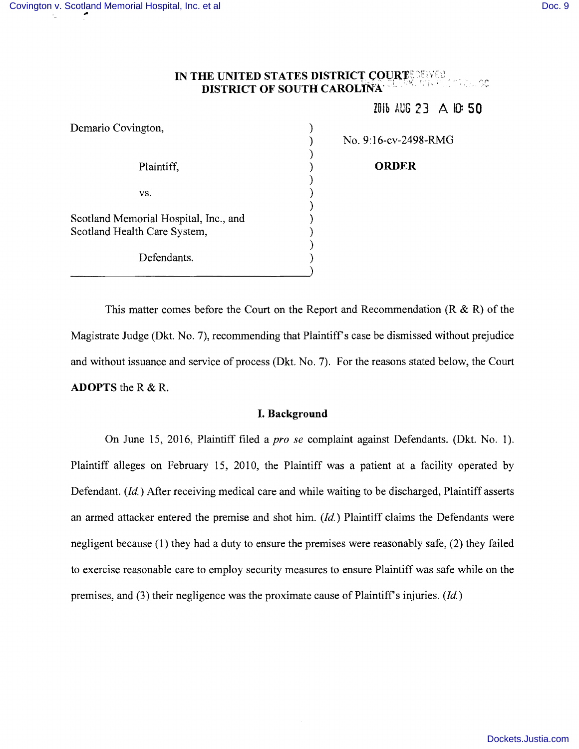IN THE UNITED STATES DISTRICT COURT
DISTRICT OF SOUTH CAROLINA

2016 AUG 23 A 10: 50

| | |
|---|---|
| Demario Covington,<br><br>Plaintiff,<br><br>vs.<br><br>Scotland Memorial Hospital, Inc., and Scotland Health Care System,<br><br>Defendants. | No. 9:16-cv-2498-RMG<br><br>**ORDER** |

This matter comes before the Court on the Report and Recommendation (R & R) of the Magistrate Judge (Dkt. No. 7), recommending that Plaintiff's case be dismissed without prejudice and without issuance and service of process (Dkt. No. 7). For the reasons stated below, the Court **ADOPTS** the R & R.

## I. Background

On June 15, 2016, Plaintiff filed a *pro se* complaint against Defendants. (Dkt. No. 1). Plaintiff alleges on February 15, 2010, the Plaintiff was a patient at a facility operated by Defendant. (*Id.*) After receiving medical care and while waiting to be discharged, Plaintiff asserts an armed attacker entered the premise and shot him. (*Id.*) Plaintiff claims the Defendants were negligent because (1) they had a duty to ensure the premises were reasonably safe, (2) they failed to exercise reasonable care to employ security measures to ensure Plaintiff was safe while on the premises, and (3) their negligence was the proximate cause of Plaintiff's injuries. (*Id.*)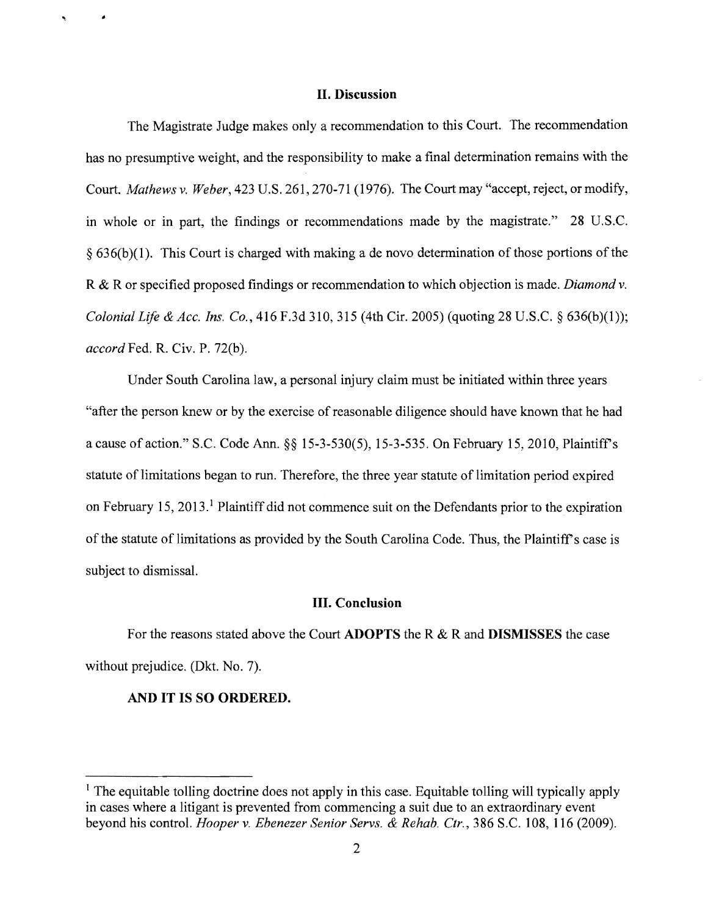## II. Discussion

The Magistrate Judge makes only a recommendation to this Court. The recommendation has no presumptive weight, and the responsibility to make a final determination remains with the Court. *Mathews v. Weber*, 423 U.S. 261, 270-71 (1976). The Court may "accept, reject, or modify, in whole or in part, the findings or recommendations made by the magistrate." 28 U.S.C. § 636(b)(1). This Court is charged with making a de novo determination of those portions of the R & R or specified proposed findings or recommendation to which objection is made. *Diamond v. Colonial Life & Acc. Ins. Co.*, 416 F.3d 310, 315 (4th Cir. 2005) (quoting 28 U.S.C. § 636(b)(1)); *accord* Fed. R. Civ. P. 72(b).

Under South Carolina law, a personal injury claim must be initiated within three years "after the person knew or by the exercise of reasonable diligence should have known that he had a cause of action." S.C. Code Ann. §§ 15-3-530(5), 15-3-535. On February 15, 2010, Plaintiff's statute of limitations began to run. Therefore, the three year statute of limitation period expired on February 15, 2013.[1] Plaintiff did not commence suit on the Defendants prior to the expiration of the statute of limitations as provided by the South Carolina Code. Thus, the Plaintiff's case is subject to dismissal.

## III. Conclusion

For the reasons stated above the Court **ADOPTS** the R & R and **DISMISSES** the case without prejudice. (Dkt. No. 7).

**AND IT IS SO ORDERED.**

---

[1] The equitable tolling doctrine does not apply in this case. Equitable tolling will typically apply in cases where a litigant is prevented from commencing a suit due to an extraordinary event beyond his control. *Hooper v. Ebenezer Senior Servs. & Rehab. Ctr.*, 386 S.C. 108, 116 (2009).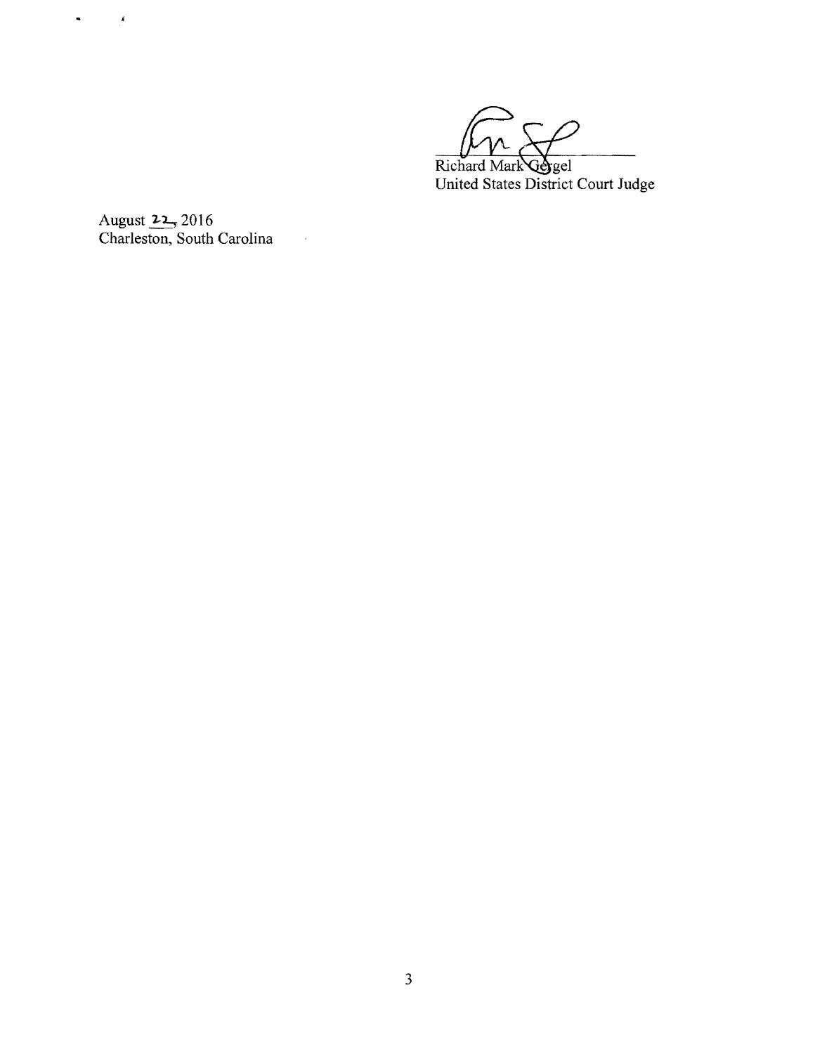Richard Mark Gergel
United States District Court Judge

August 22, 2016
Charleston, South Carolina